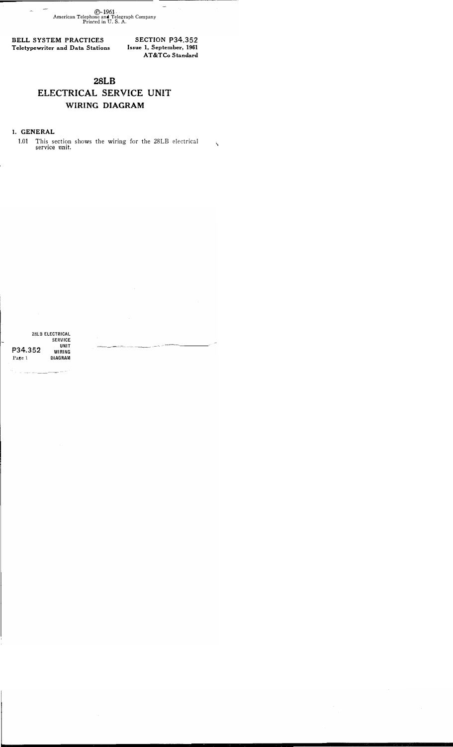©-1961
American Telephone and Telegraph Company
Printed in U. S. A.

**BELL SYSTEM PRACTICES**
**Teletypewriter and Data Stations**

**SECTION P34.352**
**Issue 1, September, 1961**
**AT&TCo Standard**

# 28LB
# ELECTRICAL SERVICE UNIT
## WIRING DIAGRAM

### 1. GENERAL

1.01 This section shows the wiring for the 28LB electrical service unit.

28LB ELECTRICAL SERVICE UNIT WIRING DIAGRAM
P34.352
Page 1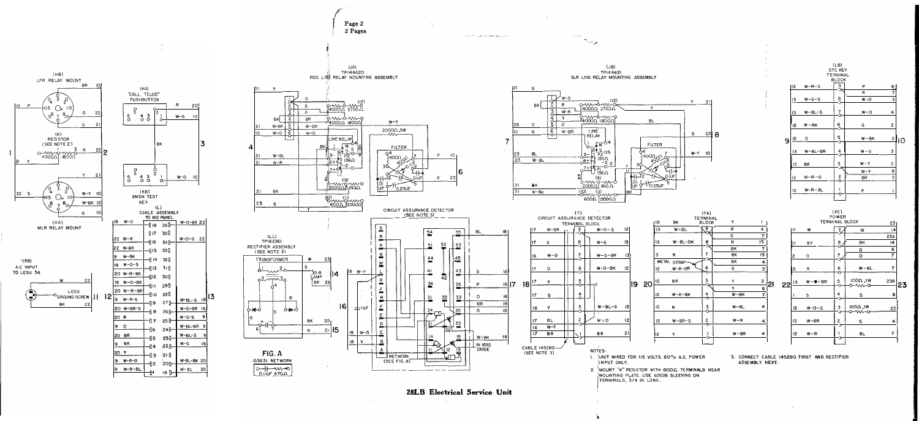# 28LB Electrical Service Unit

(HB) LFR RELAY MOUNT

(K) RESISTOR (SEE NOTE 2) 4000Ω 1800Ω

(HA) MLR RELAY MOUNT

(KA) "CALL TELCO" PUSHBUTTON

(KB) XMSN TEST KEY

(PB) A.C. INPUT TO LESU 56

LESU GROUND SCREW

(L) CABLE ASSEMBLY TO MD PANEL

(JA) TP144620 REC LINE RELAY MOUNTING ASSEMBLY

(JB) TP144621 SLR LINE RELAY MOUNTING ASSEMBLY

(LB) STC KEY TERMINAL BLOCK

(LL) TP162361 RECTIFIER ASSEMBLY (SEE NOTE 3)

FIG. A 153631 NETWORK — 0.1UF 470Ω

CIRCUIT ASSURANCE DETECTOR (SEE NOTE 3)

NETWORK (SEE FIG. A)

IN 1602 DIODE

(Y) CIRCUIT ASSURANCE DETECTOR TERMINAL BLOCK

CABLE 145280 (SEE NOTE 3)

(TA) TERMINAL BLOCK

(PE) POWER TERMINAL BLOCK

NOTES:

1. UNIT WIRED FOR 115 VOLTS, 60~ A.C. POWER INPUT ONLY.
2. MOUNT "K" RESISTOR WITH 1800Ω TERMINALS NEAR MOUNTING PLATE. USE 60026 SLEEVING ON TERMINALS, 3/4 IN. LONG.
3. CONNECT CABLE 145280 FIRST AND RECTIFIER ASSEMBLY NEXT.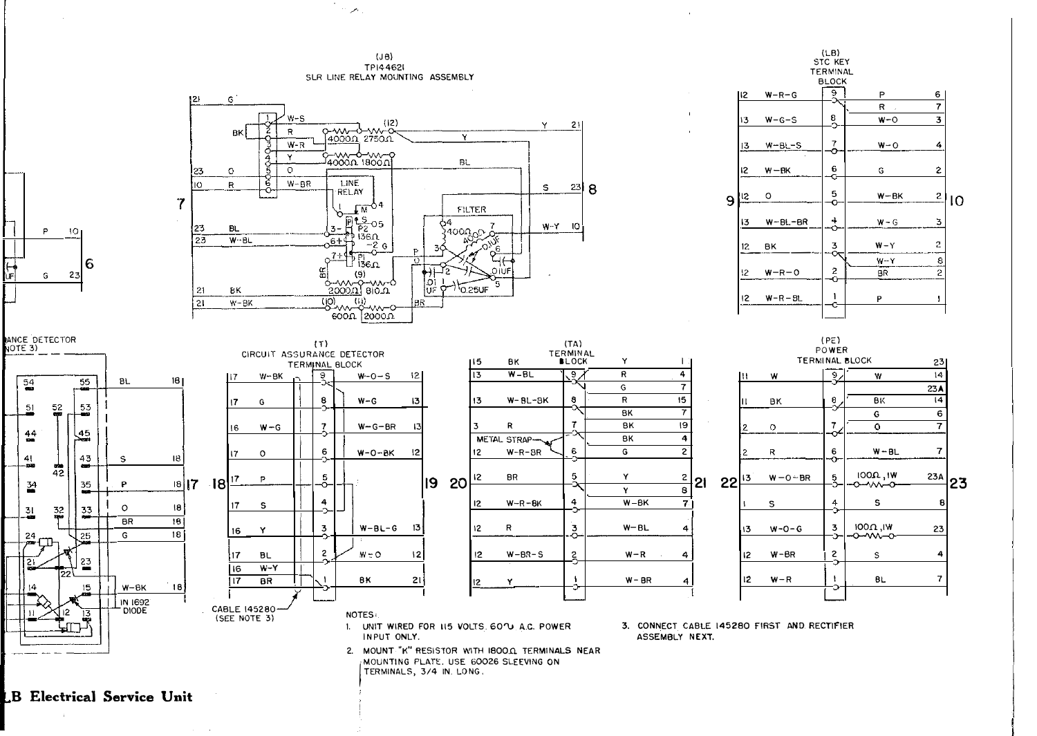(JB)
TP144621
SLR LINE RELAY MOUNTING ASSEMBLY

(LB)
STC KEY
TERMINAL
BLOCK

| | | | | | |
|---|---|---|---|---|---|
| 12 | W-R-G | 9 | P | 6 |
| | | | R | 7 |
| 13 | W-G-S | 8 | W-O | 3 |
| 13 | W-BL-S | 7 | W-O | 4 |
| 12 | W-BK | 6 | G | 2 |
| 12 | O | 5 | W-BK | 2 |
| 13 | W-BL-BR | 4 | W-G | 3 |
| 12 | BK | 3 | W-Y | 2 |
| | | | W-Y | 8 |
| 12 | W-R-O | 2 | BR | 2 |
| 12 | W-R-BL | 1 | P | 1 |

ANCE DETECTOR
NOTE 3)

IN 1692
DIODE

(T)
CIRCUIT ASSURANCE DETECTOR
TERMINAL BLOCK

| | | | | |
|---|---|---|---|---|
| 17 | W-BK | 9 | W-O-S | 12 |
| 17 | G | 8 | W-G | 13 |
| 16 | W-G | 7 | W-G-BR | 13 |
| 17 | O | 6 | W-O-BK | 12 |
| 17 | P | 5 | | |
| 17 | S | 4 | | |
| 16 | Y | 3 | W-BL-G | 13 |
| 17 | BL | 2 | W-O | 12 |
| 16 | W-Y | | | |
| 17 | BR | 1 | BK | 21 |

CABLE 145280
(SEE NOTE 3)

(TA)
TERMINAL
BLOCK

| | | | | |
|---|---|---|---|---|
| 15 | BK | | Y | 1 |
| 13 | W-BL | 9 | R | 4 |
| | | | G | 7 |
| 13 | W-BL-BK | 8 | R | 15 |
| | | | BK | 7 |
| 3 | R | 7 | BK | 19 |
| | | | BK | 4 |
| 12 | W-R-BR | 6 | G | 2 |
| 12 | BR | 5 | Y | 2 |
| | | | Y | 8 |
| 12 | W-R-BK | 4 | W-BK | 7 |
| 12 | R | 3 | W-BL | 4 |
| 12 | W-BR-S | 2 | W-R | 4 |
| 12 | Y | 1 | W-BR | 4 |

METAL STRAP

(PE)
POWER
TERMINAL BLOCK

| | | | | |
|---|---|---|---|---|
| | | | | 23 |
| 11 | W | 9 | W | 14 |
| | | | | 23A |
| 11 | BK | 8 | BK | 14 |
| | | | G | 6 |
| 2 | O | 7 | O | 7 |
| 2 | R | 6 | W-BL | 7 |
| 13 | W-O-BR | 5 | 100Ω, 1W | 23A |
| 1 | S | 4 | S | 8 |
| 13 | W-O-G | 3 | 100Ω, 1W | 23 |
| 12 | W-BR | 2 | S | 4 |
| 12 | W-R | 1 | BL | 7 |

NOTES:

1. UNIT WIRED FOR 115 VOLTS, 60〜 A.C. POWER INPUT ONLY.
2. MOUNT "K" RESISTOR WITH 1800Ω TERMINALS NEAR MOUNTING PLATE. USE 60026 SLEEVING ON TERMINALS, 3/4 IN. LONG.
3. CONNECT CABLE 145280 FIRST AND RECTIFIER ASSEMBLY NEXT.

**LB Electrical Service Unit**